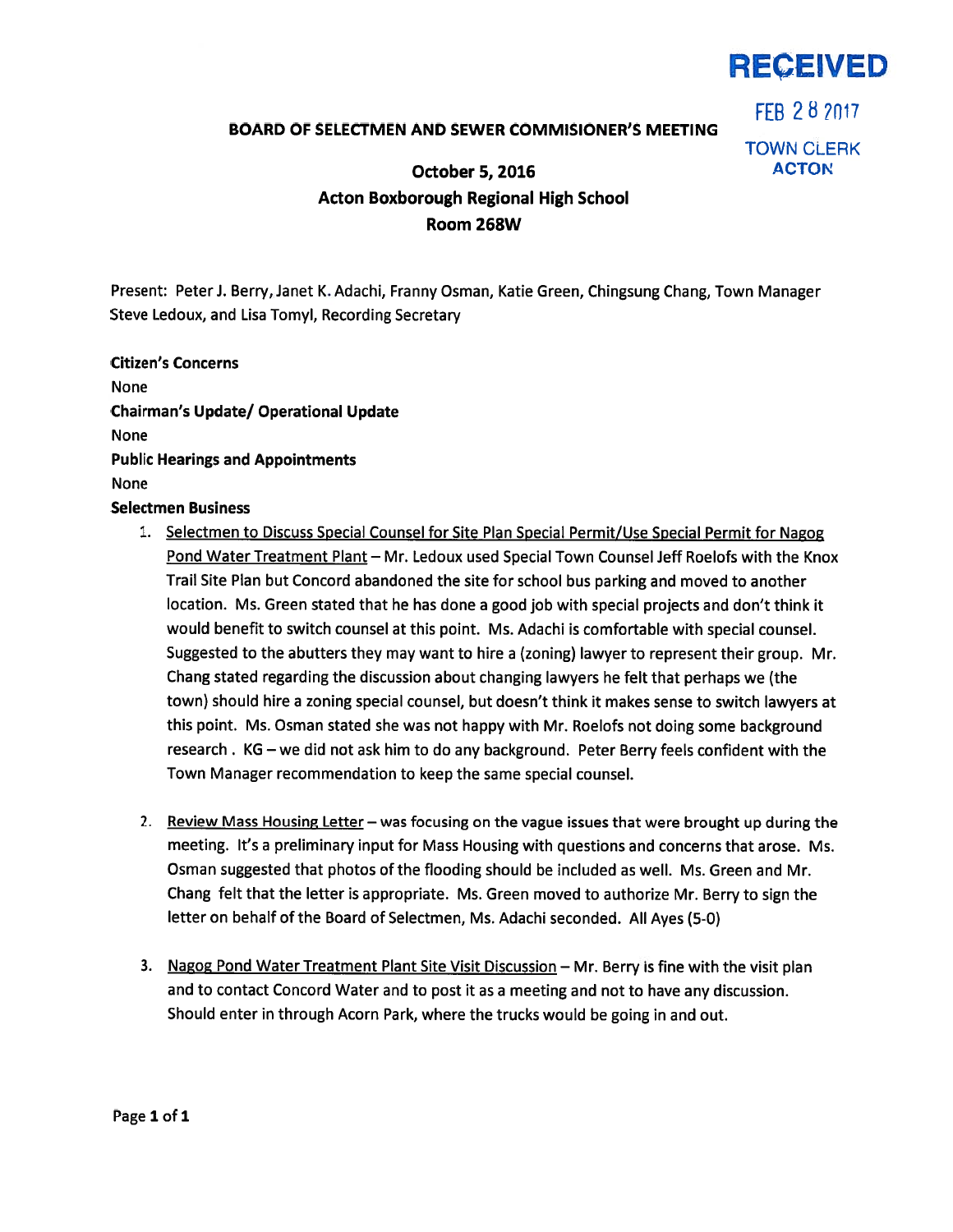RECEIVED

FEB 28 2017

TOWN CLERK
ACTON

**BOARD OF SELECTMEN AND SEWER COMMISIONER'S MEETING**

**October 5, 2016**
**Acton Boxborough Regional High School**
**Room 268W**

Present: Peter J. Berry, Janet K. Adachi, Franny Osman, Katie Green, Chingsung Chang, Town Manager Steve Ledoux, and Lisa Tomyl, Recording Secretary

**Citizen's Concerns**

None

**Chairman's Update/ Operational Update**

None

**Public Hearings and Appointments**

None

**Selectmen Business**

1. Selectmen to Discuss Special Counsel for Site Plan Special Permit/Use Special Permit for Nagog Pond Water Treatment Plant – Mr. Ledoux used Special Town Counsel Jeff Roelofs with the Knox Trail Site Plan but Concord abandoned the site for school bus parking and moved to another location. Ms. Green stated that he has done a good job with special projects and don't think it would benefit to switch counsel at this point. Ms. Adachi is comfortable with special counsel. Suggested to the abutters they may want to hire a (zoning) lawyer to represent their group. Mr. Chang stated regarding the discussion about changing lawyers he felt that perhaps we (the town) should hire a zoning special counsel, but doesn't think it makes sense to switch lawyers at this point. Ms. Osman stated she was not happy with Mr. Roelofs not doing some background research . KG – we did not ask him to do any background. Peter Berry feels confident with the Town Manager recommendation to keep the same special counsel.

2. Review Mass Housing Letter – was focusing on the vague issues that were brought up during the meeting. It's a preliminary input for Mass Housing with questions and concerns that arose. Ms. Osman suggested that photos of the flooding should be included as well. Ms. Green and Mr. Chang felt that the letter is appropriate. Ms. Green moved to authorize Mr. Berry to sign the letter on behalf of the Board of Selectmen, Ms. Adachi seconded. All Ayes (5-0)

3. Nagog Pond Water Treatment Plant Site Visit Discussion – Mr. Berry is fine with the visit plan and to contact Concord Water and to post it as a meeting and not to have any discussion. Should enter in through Acorn Park, where the trucks would be going in and out.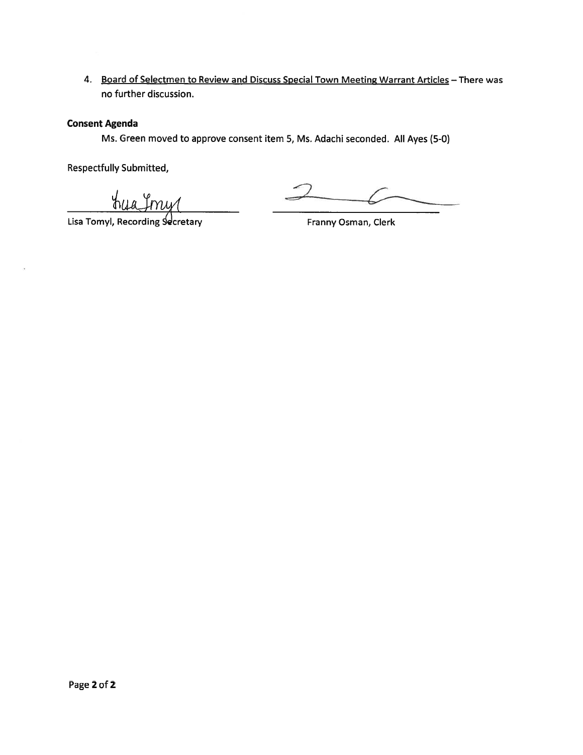4. <u>Board of Selectmen to Review and Discuss Special Town Meeting Warrant Articles</u> – There was no further discussion.

**Consent Agenda**

Ms. Green moved to approve consent item 5, Ms. Adachi seconded. All Ayes (5-0)

Respectfully Submitted,

Lisa Tomyl, Recording Secretary

Franny Osman, Clerk